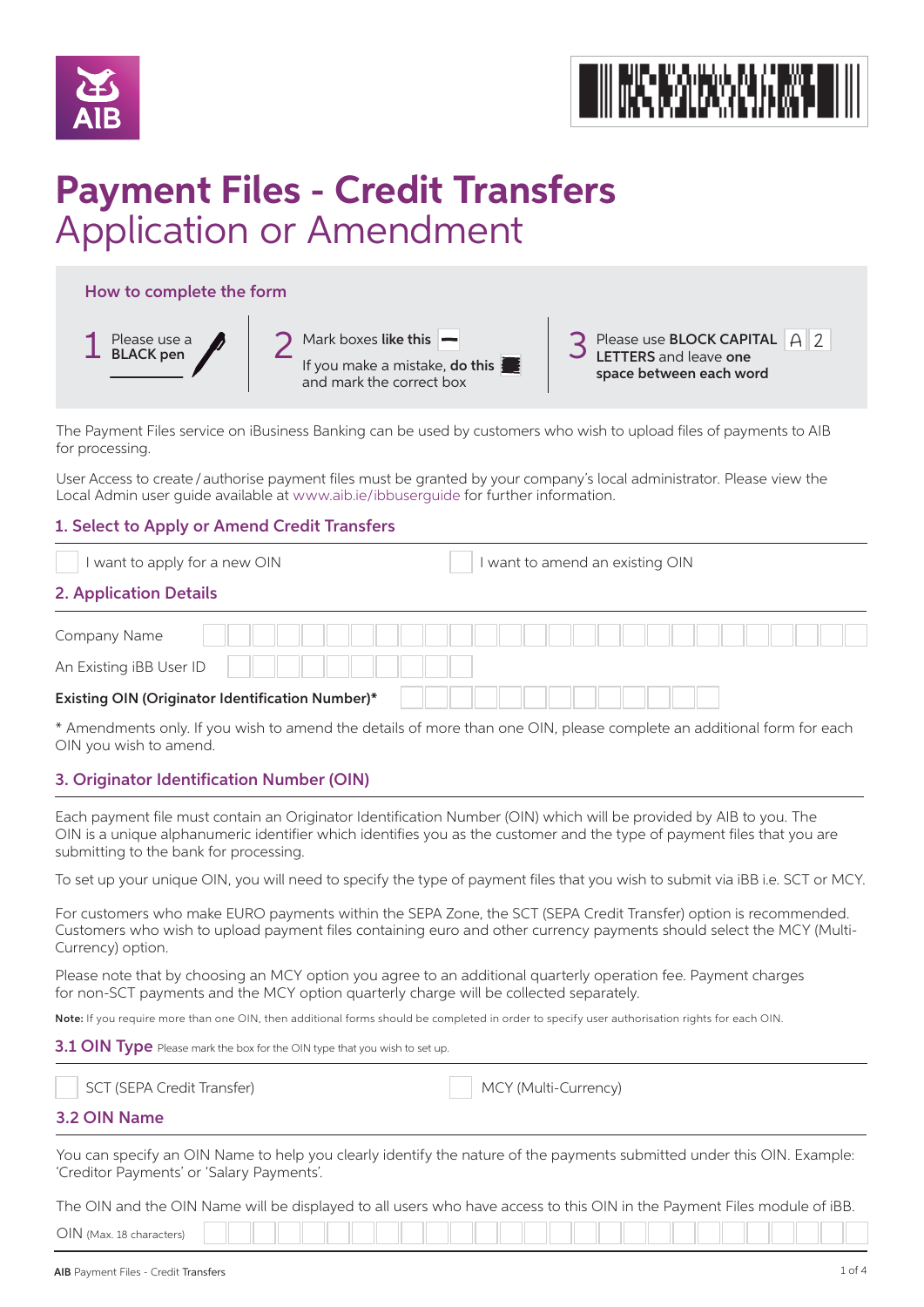# Payment Files - Credit Transfers

Application or Amendment

## How to complete the form

1 Please use a **BLACK pen**

2 Mark boxes **like this** ▬
If you make a mistake, **do this** ■ and mark the correct box

3 Please use **BLOCK CAPITAL LETTERS** and leave **one space between each word** A 2

The Payment Files service on iBusiness Banking can be used by customers who wish to upload files of payments to AIB for processing.

User Access to create / authorise payment files must be granted by your company's local administrator. Please view the Local Admin user guide available at www.aib.ie/ibbuserguide for further information.

## 1. Select to Apply or Amend Credit Transfers

☐ I want to apply for a new OIN ☐ I want to amend an existing OIN

## 2. Application Details

Company Name

An Existing iBB User ID

**Existing OIN (Originator Identification Number)***

\* Amendments only. If you wish to amend the details of more than one OIN, please complete an additional form for each OIN you wish to amend.

## 3. Originator Identification Number (OIN)

Each payment file must contain an Originator Identification Number (OIN) which will be provided by AIB to you. The OIN is a unique alphanumeric identifier which identifies you as the customer and the type of payment files that you are submitting to the bank for processing.

To set up your unique OIN, you will need to specify the type of payment files that you wish to submit via iBB i.e. SCT or MCY.

For customers who make EURO payments within the SEPA Zone, the SCT (SEPA Credit Transfer) option is recommended. Customers who wish to upload payment files containing euro and other currency payments should select the MCY (Multi-Currency) option.

Please note that by choosing an MCY option you agree to an additional quarterly operation fee. Payment charges for non-SCT payments and the MCY option quarterly charge will be collected separately.

**Note:** If you require more than one OIN, then additional forms should be completed in order to specify user authorisation rights for each OIN.

### 3.1 OIN Type

Please mark the box for the OIN type that you wish to set up.

☐ SCT (SEPA Credit Transfer) ☐ MCY (Multi-Currency)

### 3.2 OIN Name

You can specify an OIN Name to help you clearly identify the nature of the payments submitted under this OIN. Example: 'Creditor Payments' or 'Salary Payments'.

The OIN and the OIN Name will be displayed to all users who have access to this OIN in the Payment Files module of iBB.

OIN (Max. 18 characters)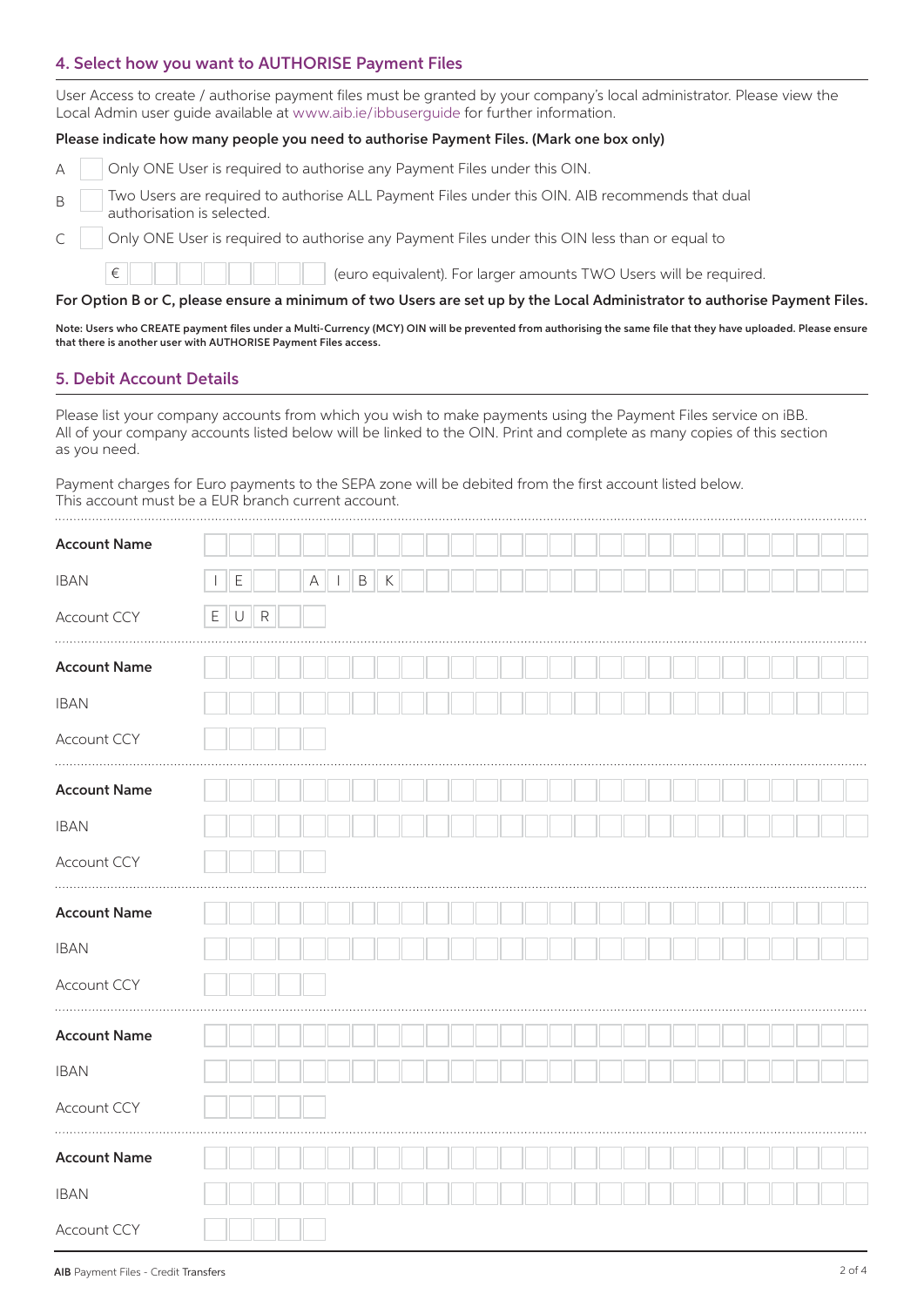## 4. Select how you want to AUTHORISE Payment Files

User Access to create / authorise payment files must be granted by your company's local administrator. Please view the Local Admin user guide available at www.aib.ie/ibbuserguide for further information.

**Please indicate how many people you need to authorise Payment Files. (Mark one box only)**

A ☐ Only ONE User is required to authorise any Payment Files under this OIN.

B ☐ Two Users are required to authorise ALL Payment Files under this OIN. AIB recommends that dual authorisation is selected.

C ☐ Only ONE User is required to authorise any Payment Files under this OIN less than or equal to

€ ☐☐☐☐☐☐☐☐ (euro equivalent). For larger amounts TWO Users will be required.

**For Option B or C, please ensure a minimum of two Users are set up by the Local Administrator to authorise Payment Files.**

**Note: Users who CREATE payment files under a Multi-Currency (MCY) OIN will be prevented from authorising the same file that they have uploaded. Please ensure that there is another user with AUTHORISE Payment Files access.**

## 5. Debit Account Details

Please list your company accounts from which you wish to make payments using the Payment Files service on iBB. All of your company accounts listed below will be linked to the OIN. Print and complete as many copies of this section as you need.

Payment charges for Euro payments to the SEPA zone will be debited from the first account listed below. This account must be a EUR branch current account.

| | |
|---|---|
| **Account Name** | |
| IBAN | I E _ _ A I B K |
| Account CCY | E U R |
| **Account Name** | |
| IBAN | |
| Account CCY | |
| **Account Name** | |
| IBAN | |
| Account CCY | |
| **Account Name** | |
| IBAN | |
| Account CCY | |
| **Account Name** | |
| IBAN | |
| Account CCY | |
| **Account Name** | |
| IBAN | |
| Account CCY | |

**AIB** Payment Files - Credit Transfers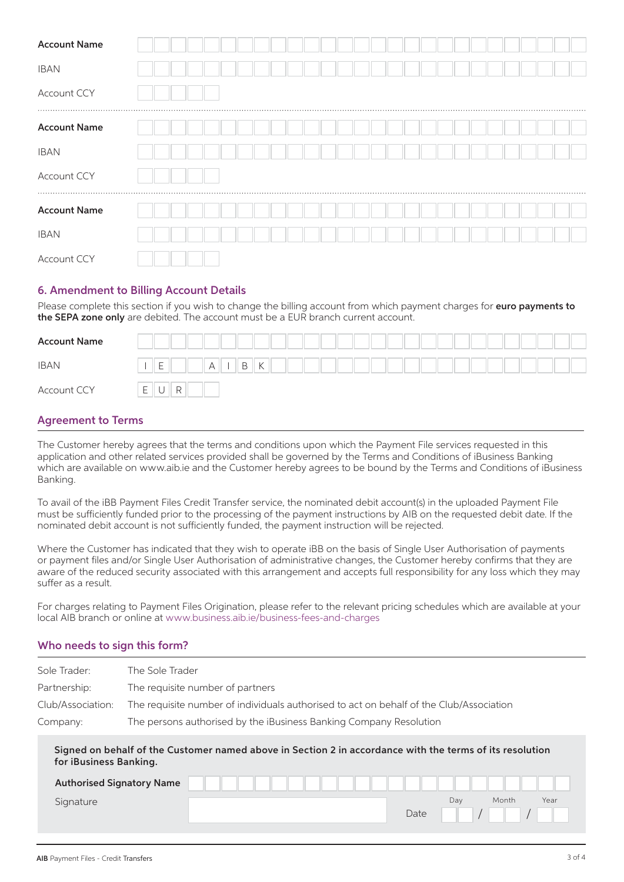| | |
|---|---|
| **Account Name** | |
| IBAN | |
| Account CCY | |

| | |
|---|---|
| **Account Name** | |
| IBAN | |
| Account CCY | |

| | |
|---|---|
| **Account Name** | |
| IBAN | |
| Account CCY | |

## 6. Amendment to Billing Account Details

Please complete this section if you wish to change the billing account from which payment charges for **euro payments to the SEPA zone only** are debited. The account must be a EUR branch current account.

| | |
|---|---|
| **Account Name** | |
| IBAN | I E _ _ A I B K |
| Account CCY | E U R |

## Agreement to Terms

The Customer hereby agrees that the terms and conditions upon which the Payment File services requested in this application and other related services provided shall be governed by the Terms and Conditions of iBusiness Banking which are available on www.aib.ie and the Customer hereby agrees to be bound by the Terms and Conditions of iBusiness Banking.

To avail of the iBB Payment Files Credit Transfer service, the nominated debit account(s) in the uploaded Payment File must be sufficiently funded prior to the processing of the payment instructions by AIB on the requested debit date. If the nominated debit account is not sufficiently funded, the payment instruction will be rejected.

Where the Customer has indicated that they wish to operate iBB on the basis of Single User Authorisation of payments or payment files and/or Single User Authorisation of administrative changes, the Customer hereby confirms that they are aware of the reduced security associated with this arrangement and accepts full responsibility for any loss which they may suffer as a result.

For charges relating to Payment Files Origination, please refer to the relevant pricing schedules which are available at your local AIB branch or online at www.business.aib.ie/business-fees-and-charges

## Who needs to sign this form?

| | |
|---|---|
| Sole Trader: | The Sole Trader |
| Partnership: | The requisite number of partners |
| Club/Association: | The requisite number of individuals authorised to act on behalf of the Club/Association |
| Company: | The persons authorised by the iBusiness Banking Company Resolution |

**Signed on behalf of the Customer named above in Section 2 in accordance with the terms of its resolution for iBusiness Banking.**

| | | | |
|---|---|---|---|
| **Authorised Signatory Name** | | | |
| Signature | | Date | Day / Month / Year |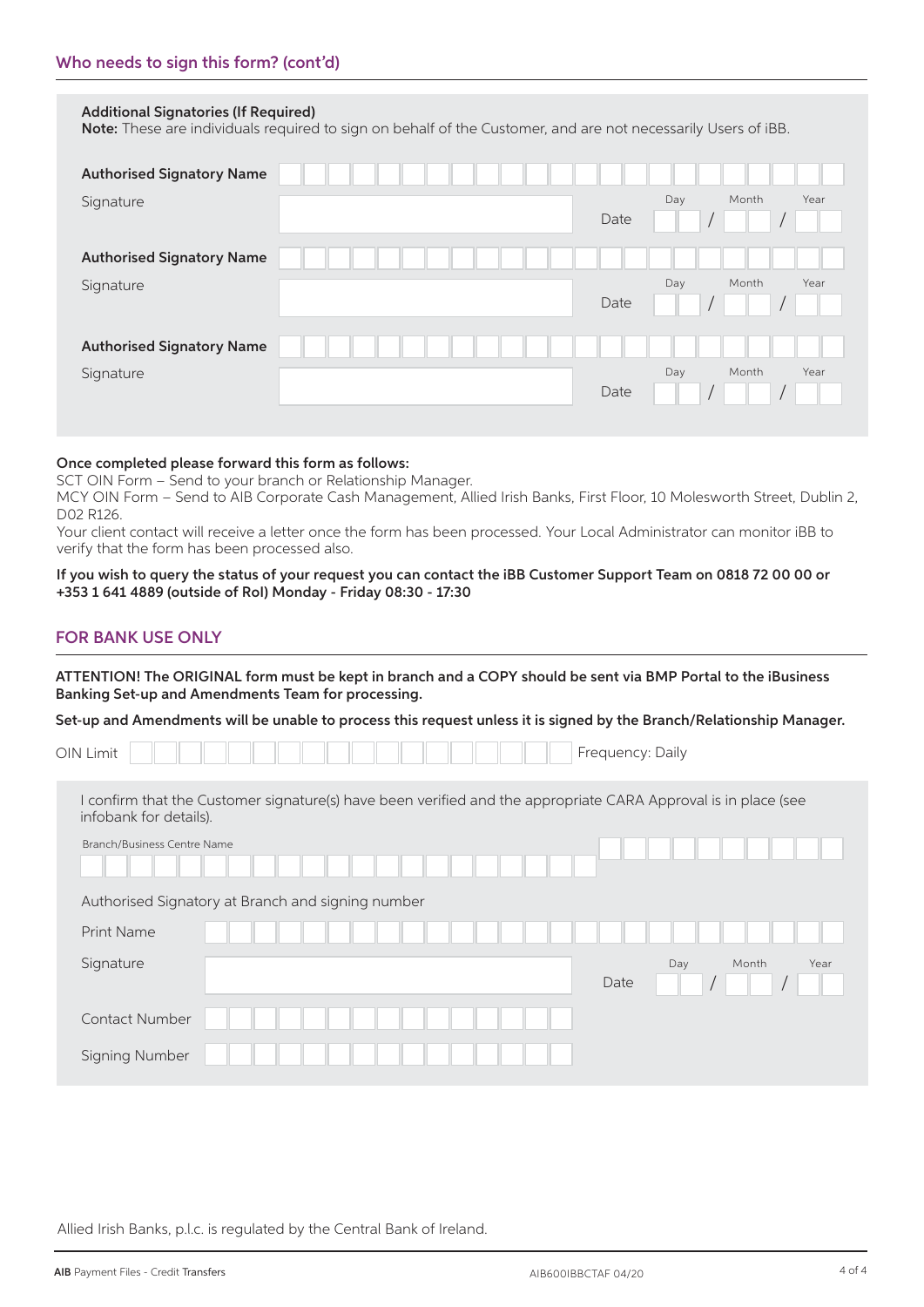## Who needs to sign this form? (cont'd)

**Additional Signatories (If Required)**
**Note:** These are individuals required to sign on behalf of the Customer, and are not necessarily Users of iBB.

**Authorised Signatory Name**

Signature　　　Date Day / Month / Year

**Authorised Signatory Name**

Signature　　　Date Day / Month / Year

**Authorised Signatory Name**

Signature　　　Date Day / Month / Year

**Once completed please forward this form as follows:**
SCT OIN Form – Send to your branch or Relationship Manager.
MCY OIN Form – Send to AIB Corporate Cash Management, Allied Irish Banks, First Floor, 10 Molesworth Street, Dublin 2, D02 R126.
Your client contact will receive a letter once the form has been processed. Your Local Administrator can monitor iBB to verify that the form has been processed also.

**If you wish to query the status of your request you can contact the iBB Customer Support Team on 0818 72 00 00 or +353 1 641 4889 (outside of RoI) Monday - Friday 08:30 - 17:30**

## FOR BANK USE ONLY

**ATTENTION! The ORIGINAL form must be kept in branch and a COPY should be sent via BMP Portal to the iBusiness Banking Set-up and Amendments Team for processing.**

**Set-up and Amendments will be unable to process this request unless it is signed by the Branch/Relationship Manager.**

OIN Limit　　　Frequency: Daily

I confirm that the Customer signature(s) have been verified and the appropriate CARA Approval is in place (see infobank for details).

Branch/Business Centre Name

Authorised Signatory at Branch and signing number

Print Name

Signature　　　Date Day / Month / Year

Contact Number

Signing Number

Allied Irish Banks, p.l.c. is regulated by the Central Bank of Ireland.

AIB Payment Files - Credit Transfers　　AIB600IBBCTAF 04/20